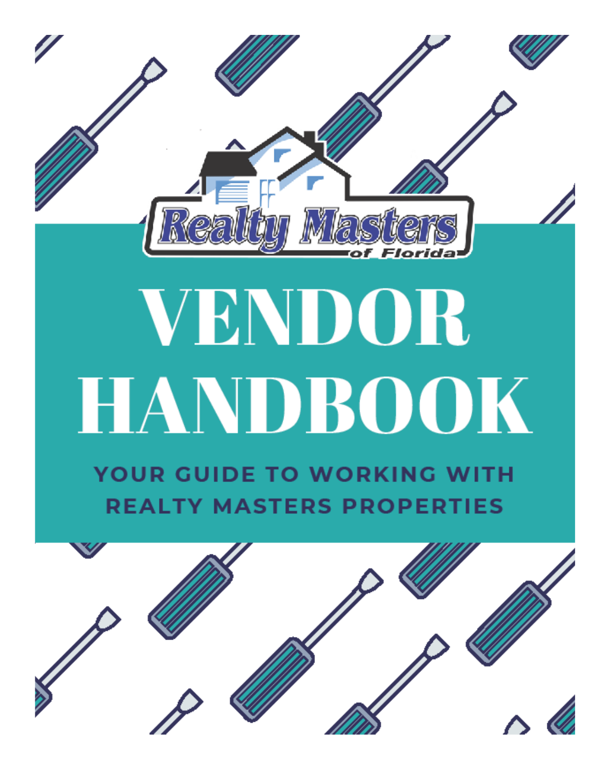Realty Masters of Florida

# VENDOR HANDBOOK

## YOUR GUIDE TO WORKING WITH REALTY MASTERS PROPERTIES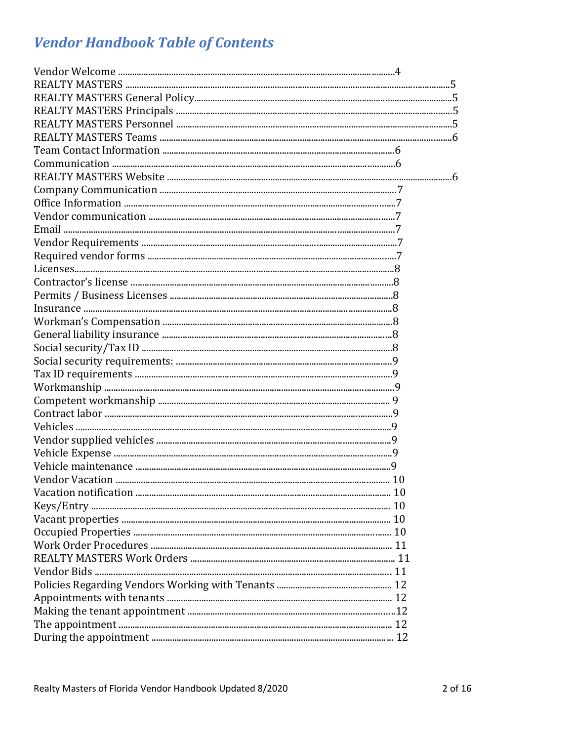# *Vendor Handbook Table of Contents*

Vendor Welcome .......... 4
REALTY MASTERS .......... 5
REALTY MASTERS General Policy .......... 5
REALTY MASTERS Principals .......... 5
REALTY MASTERS Personnel .......... 5
REALTY MASTERS Teams .......... 6
Team Contact Information .......... 6
Communication .......... 6
REALTY MASTERS Website .......... 6
Company Communication .......... 7
Office Information .......... 7
Vendor communication .......... 7
Email .......... 7
Vendor Requirements .......... 7
Required vendor forms .......... 7
Licenses .......... 8
Contractor's license .......... 8
Permits / Business Licenses .......... 8
Insurance .......... 8
Workman's Compensation .......... 8
General liability insurance .......... 8
Social security/Tax ID .......... 8
Social security requirements: .......... 9
Tax ID requirements .......... 9
Workmanship .......... 9
Competent workmanship .......... 9
Contract labor .......... 9
Vehicles .......... 9
Vendor supplied vehicles .......... 9
Vehicle Expense .......... 9
Vehicle maintenance .......... 9
Vendor Vacation .......... 10
Vacation notification .......... 10
Keys/Entry .......... 10
Vacant properties .......... 10
Occupied Properties .......... 10
Work Order Procedures .......... 11
REALTY MASTERS Work Orders .......... 11
Vendor Bids .......... 11
Policies Regarding Vendors Working with Tenants .......... 12
Appointments with tenants .......... 12
Making the tenant appointment .......... 12
The appointment .......... 12
During the appointment .......... 12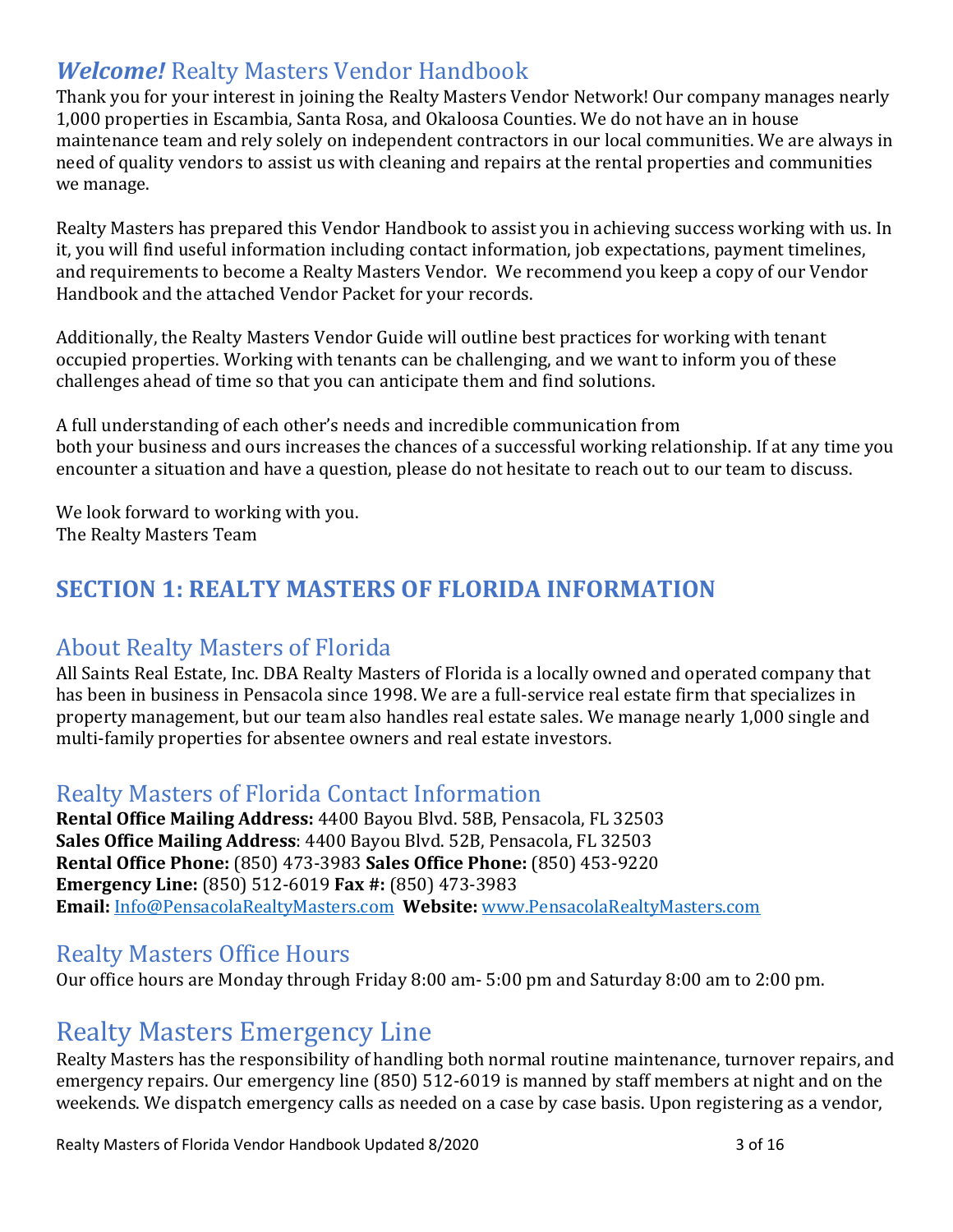## *Welcome!* Realty Masters Vendor Handbook

Thank you for your interest in joining the Realty Masters Vendor Network! Our company manages nearly 1,000 properties in Escambia, Santa Rosa, and Okaloosa Counties. We do not have an in house maintenance team and rely solely on independent contractors in our local communities. We are always in need of quality vendors to assist us with cleaning and repairs at the rental properties and communities we manage.

Realty Masters has prepared this Vendor Handbook to assist you in achieving success working with us. In it, you will find useful information including contact information, job expectations, payment timelines, and requirements to become a Realty Masters Vendor. We recommend you keep a copy of our Vendor Handbook and the attached Vendor Packet for your records.

Additionally, the Realty Masters Vendor Guide will outline best practices for working with tenant occupied properties. Working with tenants can be challenging, and we want to inform you of these challenges ahead of time so that you can anticipate them and find solutions.

A full understanding of each other's needs and incredible communication from both your business and ours increases the chances of a successful working relationship. If at any time you encounter a situation and have a question, please do not hesitate to reach out to our team to discuss.

We look forward to working with you.
The Realty Masters Team

# SECTION 1: REALTY MASTERS OF FLORIDA INFORMATION

## About Realty Masters of Florida

All Saints Real Estate, Inc. DBA Realty Masters of Florida is a locally owned and operated company that has been in business in Pensacola since 1998. We are a full-service real estate firm that specializes in property management, but our team also handles real estate sales. We manage nearly 1,000 single and multi-family properties for absentee owners and real estate investors.

## Realty Masters of Florida Contact Information

**Rental Office Mailing Address:** 4400 Bayou Blvd. 58B, Pensacola, FL 32503
**Sales Office Mailing Address**: 4400 Bayou Blvd. 52B, Pensacola, FL 32503
**Rental Office Phone:** (850) 473-3983 **Sales Office Phone:** (850) 453-9220
**Emergency Line:** (850) 512-6019 **Fax #:** (850) 473-3983
**Email:** Info@PensacolaRealtyMasters.com **Website:** www.PensacolaRealtyMasters.com

## Realty Masters Office Hours

Our office hours are Monday through Friday 8:00 am- 5:00 pm and Saturday 8:00 am to 2:00 pm.

## Realty Masters Emergency Line

Realty Masters has the responsibility of handling both normal routine maintenance, turnover repairs, and emergency repairs. Our emergency line (850) 512-6019 is manned by staff members at night and on the weekends. We dispatch emergency calls as needed on a case by case basis. Upon registering as a vendor,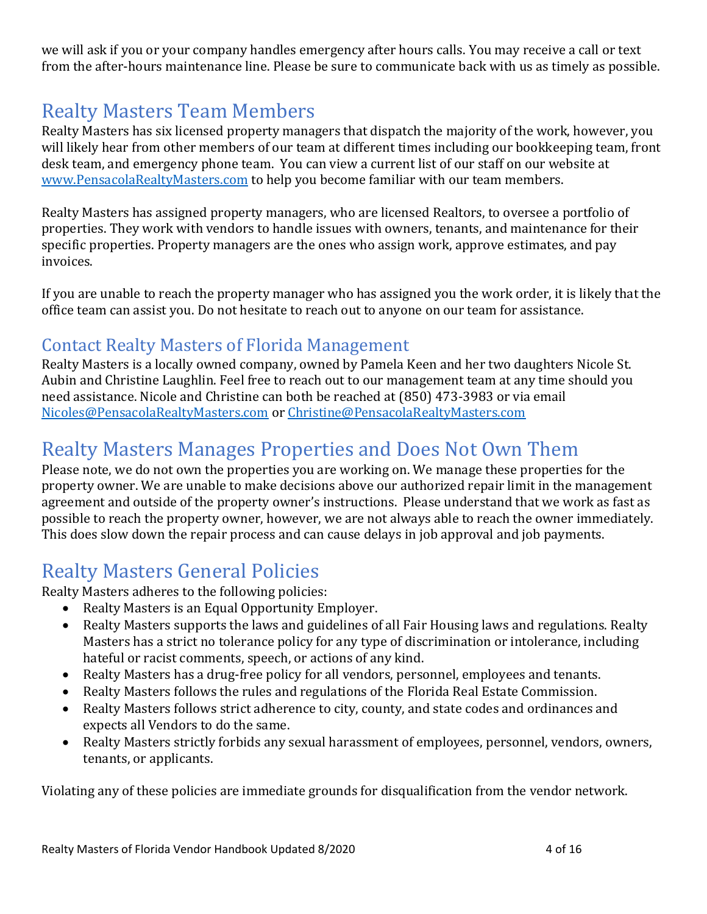we will ask if you or your company handles emergency after hours calls. You may receive a call or text from the after-hours maintenance line. Please be sure to communicate back with us as timely as possible.

# Realty Masters Team Members

Realty Masters has six licensed property managers that dispatch the majority of the work, however, you will likely hear from other members of our team at different times including our bookkeeping team, front desk team, and emergency phone team. You can view a current list of our staff on our website at [www.PensacolaRealtyMasters.com](www.PensacolaRealtyMasters.com) to help you become familiar with our team members.

Realty Masters has assigned property managers, who are licensed Realtors, to oversee a portfolio of properties. They work with vendors to handle issues with owners, tenants, and maintenance for their specific properties. Property managers are the ones who assign work, approve estimates, and pay invoices.

If you are unable to reach the property manager who has assigned you the work order, it is likely that the office team can assist you. Do not hesitate to reach out to anyone on our team for assistance.

## Contact Realty Masters of Florida Management

Realty Masters is a locally owned company, owned by Pamela Keen and her two daughters Nicole St. Aubin and Christine Laughlin. Feel free to reach out to our management team at any time should you need assistance. Nicole and Christine can both be reached at (850) 473-3983 or via email [Nicoles@PensacolaRealtyMasters.com](mailto:Nicoles@PensacolaRealtyMasters.com) or [Christine@PensacolaRealtyMasters.com](mailto:Christine@PensacolaRealtyMasters.com)

# Realty Masters Manages Properties and Does Not Own Them

Please note, we do not own the properties you are working on. We manage these properties for the property owner. We are unable to make decisions above our authorized repair limit in the management agreement and outside of the property owner's instructions. Please understand that we work as fast as possible to reach the property owner, however, we are not always able to reach the owner immediately. This does slow down the repair process and can cause delays in job approval and job payments.

# Realty Masters General Policies

Realty Masters adheres to the following policies:

- Realty Masters is an Equal Opportunity Employer.
- Realty Masters supports the laws and guidelines of all Fair Housing laws and regulations. Realty Masters has a strict no tolerance policy for any type of discrimination or intolerance, including hateful or racist comments, speech, or actions of any kind.
- Realty Masters has a drug-free policy for all vendors, personnel, employees and tenants.
- Realty Masters follows the rules and regulations of the Florida Real Estate Commission.
- Realty Masters follows strict adherence to city, county, and state codes and ordinances and expects all Vendors to do the same.
- Realty Masters strictly forbids any sexual harassment of employees, personnel, vendors, owners, tenants, or applicants.

Violating any of these policies are immediate grounds for disqualification from the vendor network.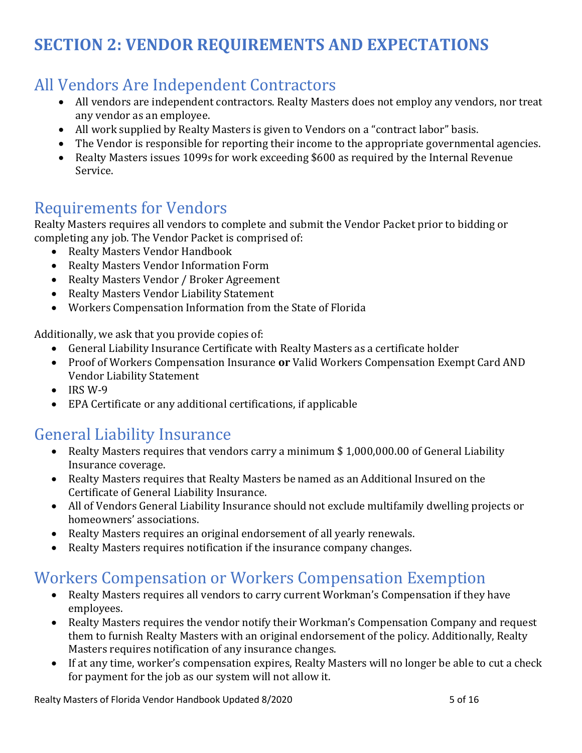# SECTION 2: VENDOR REQUIREMENTS AND EXPECTATIONS

## All Vendors Are Independent Contractors

- All vendors are independent contractors. Realty Masters does not employ any vendors, nor treat any vendor as an employee.
- All work supplied by Realty Masters is given to Vendors on a "contract labor" basis.
- The Vendor is responsible for reporting their income to the appropriate governmental agencies.
- Realty Masters issues 1099s for work exceeding $600 as required by the Internal Revenue Service.

## Requirements for Vendors

Realty Masters requires all vendors to complete and submit the Vendor Packet prior to bidding or completing any job. The Vendor Packet is comprised of:

- Realty Masters Vendor Handbook
- Realty Masters Vendor Information Form
- Realty Masters Vendor / Broker Agreement
- Realty Masters Vendor Liability Statement
- Workers Compensation Information from the State of Florida

Additionally, we ask that you provide copies of:

- General Liability Insurance Certificate with Realty Masters as a certificate holder
- Proof of Workers Compensation Insurance **or** Valid Workers Compensation Exempt Card AND Vendor Liability Statement
- IRS W-9
- EPA Certificate or any additional certifications, if applicable

## General Liability Insurance

- Realty Masters requires that vendors carry a minimum $ 1,000,000.00 of General Liability Insurance coverage.
- Realty Masters requires that Realty Masters be named as an Additional Insured on the Certificate of General Liability Insurance.
- All of Vendors General Liability Insurance should not exclude multifamily dwelling projects or homeowners' associations.
- Realty Masters requires an original endorsement of all yearly renewals.
- Realty Masters requires notification if the insurance company changes.

## Workers Compensation or Workers Compensation Exemption

- Realty Masters requires all vendors to carry current Workman's Compensation if they have employees.
- Realty Masters requires the vendor notify their Workman's Compensation Company and request them to furnish Realty Masters with an original endorsement of the policy. Additionally, Realty Masters requires notification of any insurance changes.
- If at any time, worker's compensation expires, Realty Masters will no longer be able to cut a check for payment for the job as our system will not allow it.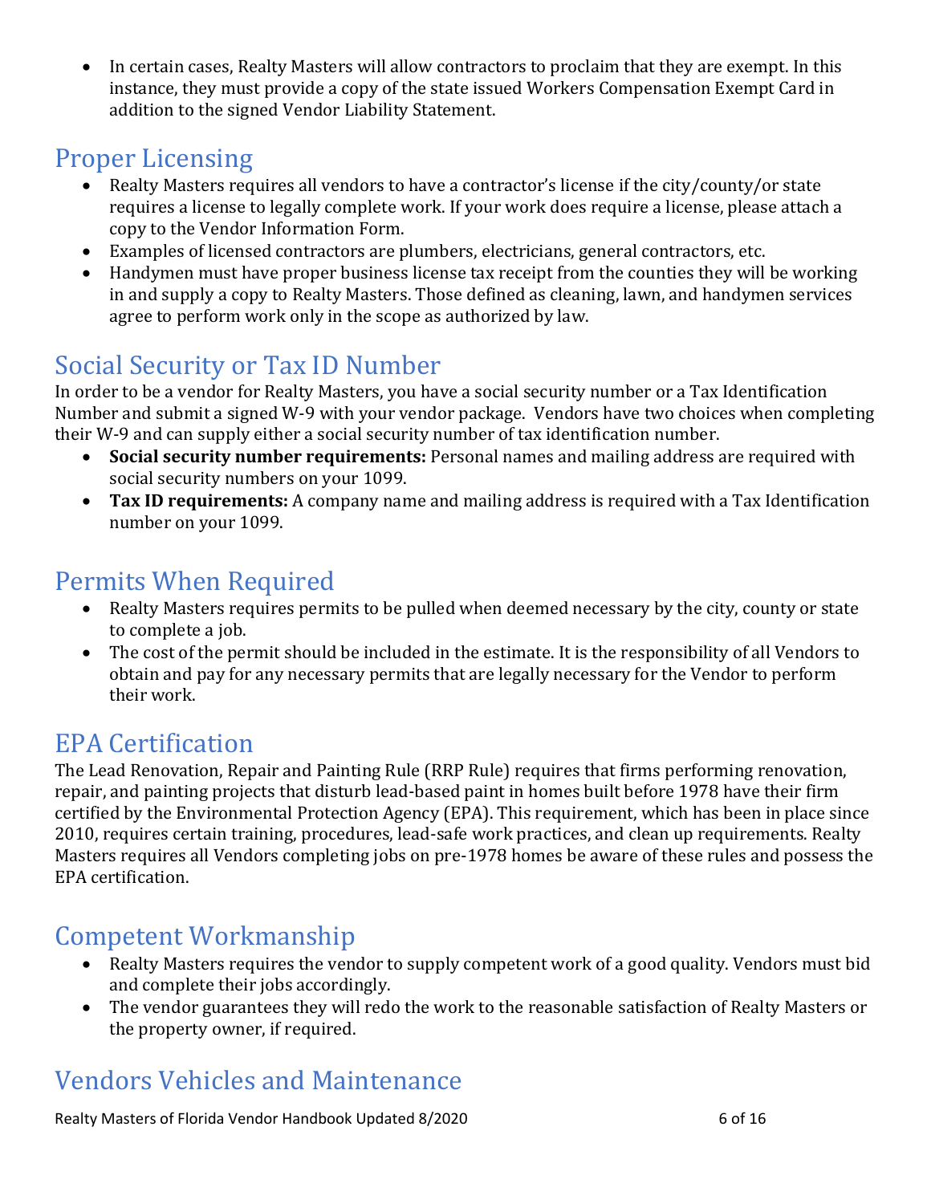- In certain cases, Realty Masters will allow contractors to proclaim that they are exempt. In this instance, they must provide a copy of the state issued Workers Compensation Exempt Card in addition to the signed Vendor Liability Statement.

## Proper Licensing

- Realty Masters requires all vendors to have a contractor's license if the city/county/or state requires a license to legally complete work. If your work does require a license, please attach a copy to the Vendor Information Form.
- Examples of licensed contractors are plumbers, electricians, general contractors, etc.
- Handymen must have proper business license tax receipt from the counties they will be working in and supply a copy to Realty Masters. Those defined as cleaning, lawn, and handymen services agree to perform work only in the scope as authorized by law.

## Social Security or Tax ID Number

In order to be a vendor for Realty Masters, you have a social security number or a Tax Identification Number and submit a signed W-9 with your vendor package. Vendors have two choices when completing their W-9 and can supply either a social security number of tax identification number.

- **Social security number requirements:** Personal names and mailing address are required with social security numbers on your 1099.
- **Tax ID requirements:** A company name and mailing address is required with a Tax Identification number on your 1099.

## Permits When Required

- Realty Masters requires permits to be pulled when deemed necessary by the city, county or state to complete a job.
- The cost of the permit should be included in the estimate. It is the responsibility of all Vendors to obtain and pay for any necessary permits that are legally necessary for the Vendor to perform their work.

## EPA Certification

The Lead Renovation, Repair and Painting Rule (RRP Rule) requires that firms performing renovation, repair, and painting projects that disturb lead-based paint in homes built before 1978 have their firm certified by the Environmental Protection Agency (EPA). This requirement, which has been in place since 2010, requires certain training, procedures, lead-safe work practices, and clean up requirements. Realty Masters requires all Vendors completing jobs on pre-1978 homes be aware of these rules and possess the EPA certification.

## Competent Workmanship

- Realty Masters requires the vendor to supply competent work of a good quality. Vendors must bid and complete their jobs accordingly.
- The vendor guarantees they will redo the work to the reasonable satisfaction of Realty Masters or the property owner, if required.

## Vendors Vehicles and Maintenance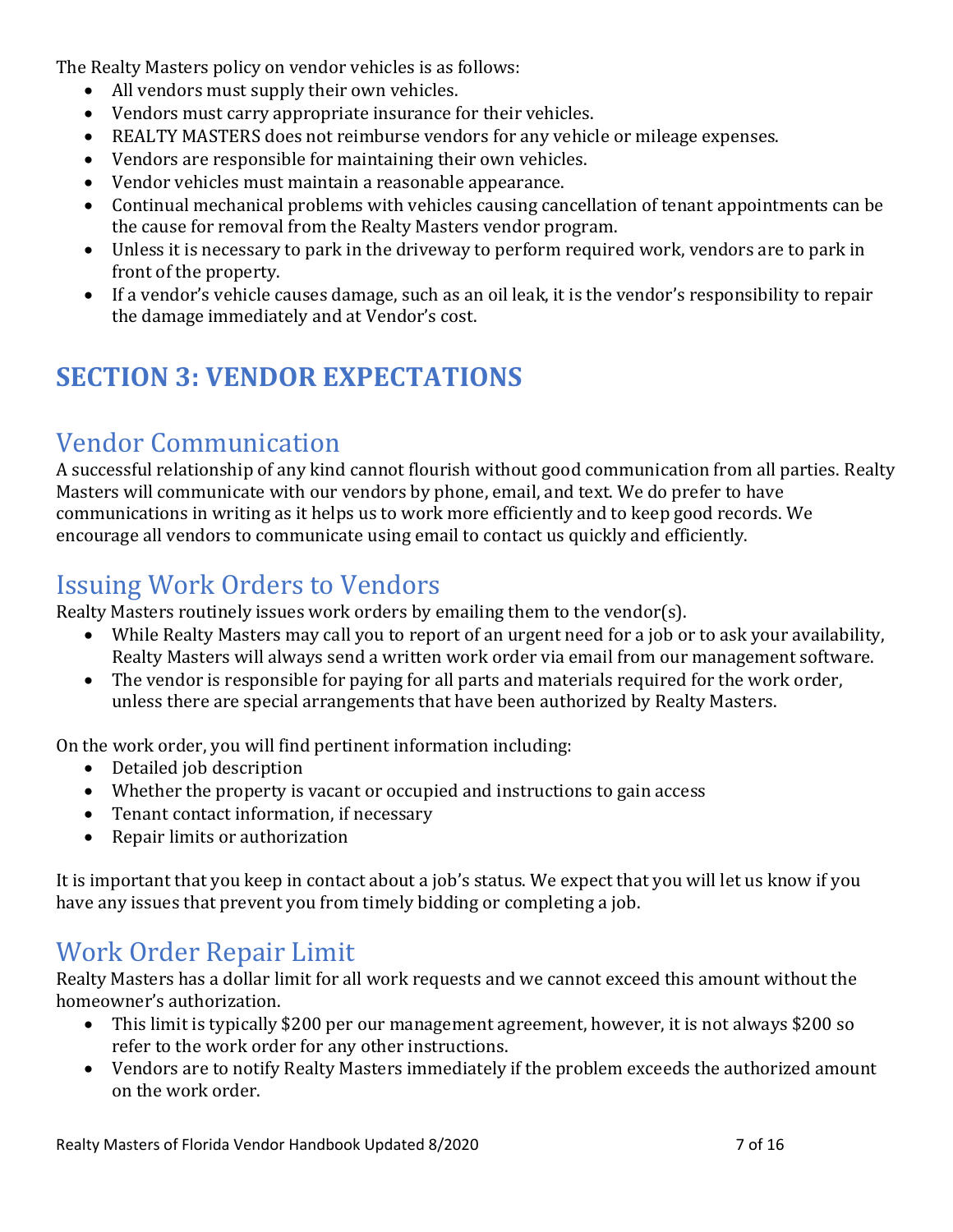The Realty Masters policy on vendor vehicles is as follows:

- All vendors must supply their own vehicles.
- Vendors must carry appropriate insurance for their vehicles.
- REALTY MASTERS does not reimburse vendors for any vehicle or mileage expenses.
- Vendors are responsible for maintaining their own vehicles.
- Vendor vehicles must maintain a reasonable appearance.
- Continual mechanical problems with vehicles causing cancellation of tenant appointments can be the cause for removal from the Realty Masters vendor program.
- Unless it is necessary to park in the driveway to perform required work, vendors are to park in front of the property.
- If a vendor's vehicle causes damage, such as an oil leak, it is the vendor's responsibility to repair the damage immediately and at Vendor's cost.

# SECTION 3: VENDOR EXPECTATIONS

## Vendor Communication

A successful relationship of any kind cannot flourish without good communication from all parties. Realty Masters will communicate with our vendors by phone, email, and text. We do prefer to have communications in writing as it helps us to work more efficiently and to keep good records. We encourage all vendors to communicate using email to contact us quickly and efficiently.

## Issuing Work Orders to Vendors

Realty Masters routinely issues work orders by emailing them to the vendor(s).

- While Realty Masters may call you to report of an urgent need for a job or to ask your availability, Realty Masters will always send a written work order via email from our management software.
- The vendor is responsible for paying for all parts and materials required for the work order, unless there are special arrangements that have been authorized by Realty Masters.

On the work order, you will find pertinent information including:

- Detailed job description
- Whether the property is vacant or occupied and instructions to gain access
- Tenant contact information, if necessary
- Repair limits or authorization

It is important that you keep in contact about a job's status. We expect that you will let us know if you have any issues that prevent you from timely bidding or completing a job.

## Work Order Repair Limit

Realty Masters has a dollar limit for all work requests and we cannot exceed this amount without the homeowner's authorization.

- This limit is typically $200 per our management agreement, however, it is not always $200 so refer to the work order for any other instructions.
- Vendors are to notify Realty Masters immediately if the problem exceeds the authorized amount on the work order.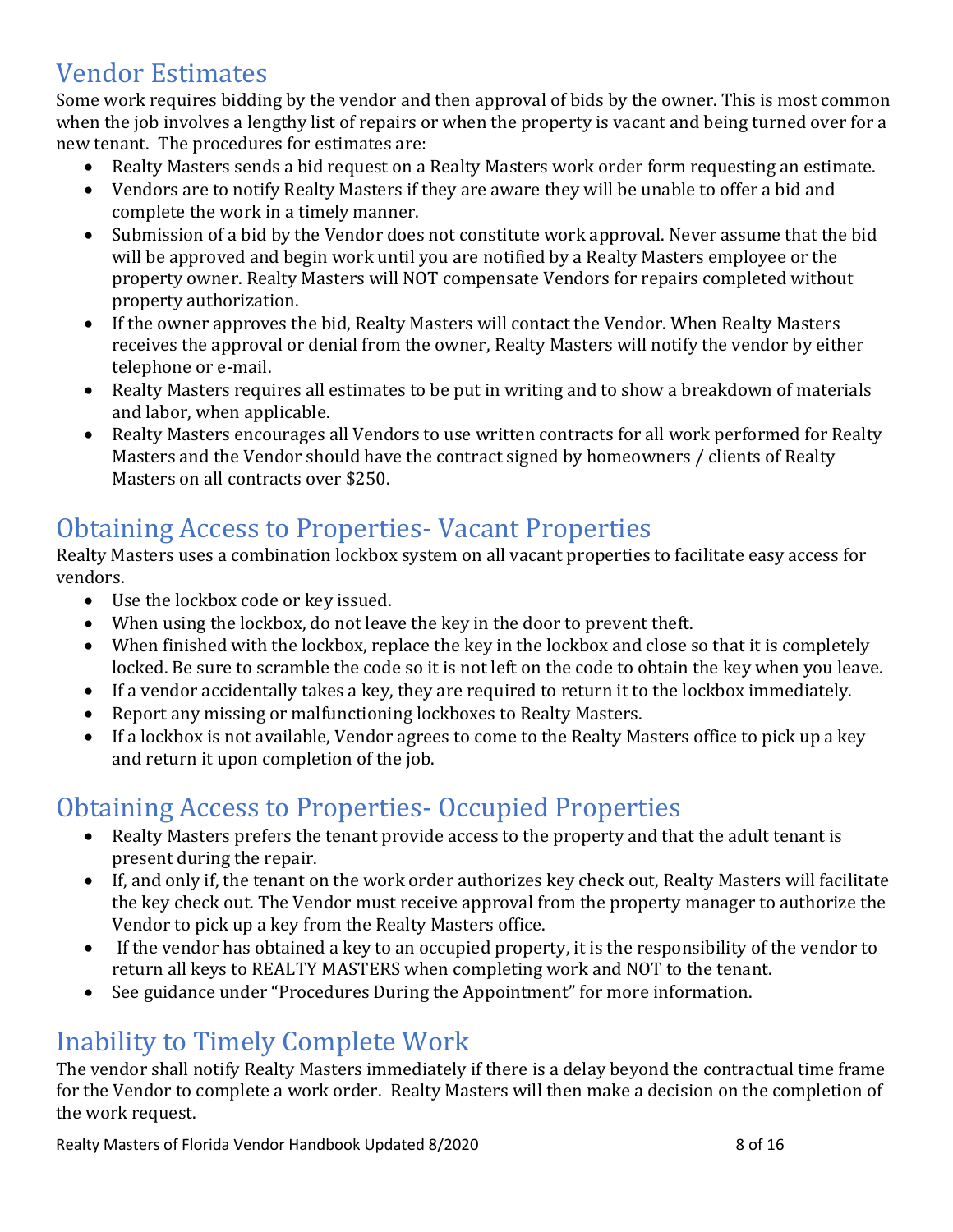## Vendor Estimates

Some work requires bidding by the vendor and then approval of bids by the owner. This is most common when the job involves a lengthy list of repairs or when the property is vacant and being turned over for a new tenant. The procedures for estimates are:

- Realty Masters sends a bid request on a Realty Masters work order form requesting an estimate.
- Vendors are to notify Realty Masters if they are aware they will be unable to offer a bid and complete the work in a timely manner.
- Submission of a bid by the Vendor does not constitute work approval. Never assume that the bid will be approved and begin work until you are notified by a Realty Masters employee or the property owner. Realty Masters will NOT compensate Vendors for repairs completed without property authorization.
- If the owner approves the bid, Realty Masters will contact the Vendor. When Realty Masters receives the approval or denial from the owner, Realty Masters will notify the vendor by either telephone or e-mail.
- Realty Masters requires all estimates to be put in writing and to show a breakdown of materials and labor, when applicable.
- Realty Masters encourages all Vendors to use written contracts for all work performed for Realty Masters and the Vendor should have the contract signed by homeowners / clients of Realty Masters on all contracts over $250.

## Obtaining Access to Properties- Vacant Properties

Realty Masters uses a combination lockbox system on all vacant properties to facilitate easy access for vendors.

- Use the lockbox code or key issued.
- When using the lockbox, do not leave the key in the door to prevent theft.
- When finished with the lockbox, replace the key in the lockbox and close so that it is completely locked. Be sure to scramble the code so it is not left on the code to obtain the key when you leave.
- If a vendor accidentally takes a key, they are required to return it to the lockbox immediately.
- Report any missing or malfunctioning lockboxes to Realty Masters.
- If a lockbox is not available, Vendor agrees to come to the Realty Masters office to pick up a key and return it upon completion of the job.

## Obtaining Access to Properties- Occupied Properties

- Realty Masters prefers the tenant provide access to the property and that the adult tenant is present during the repair.
- If, and only if, the tenant on the work order authorizes key check out, Realty Masters will facilitate the key check out. The Vendor must receive approval from the property manager to authorize the Vendor to pick up a key from the Realty Masters office.
- If the vendor has obtained a key to an occupied property, it is the responsibility of the vendor to return all keys to REALTY MASTERS when completing work and NOT to the tenant.
- See guidance under "Procedures During the Appointment" for more information.

## Inability to Timely Complete Work

The vendor shall notify Realty Masters immediately if there is a delay beyond the contractual time frame for the Vendor to complete a work order. Realty Masters will then make a decision on the completion of the work request.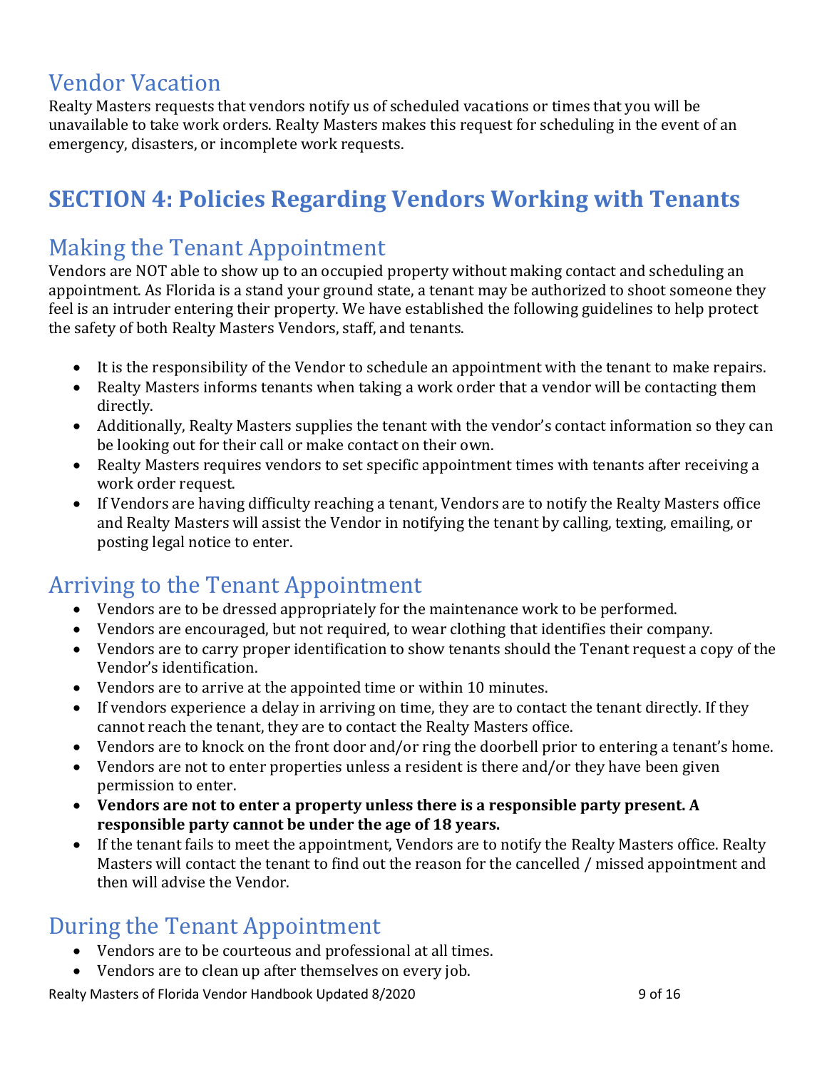## Vendor Vacation

Realty Masters requests that vendors notify us of scheduled vacations or times that you will be unavailable to take work orders. Realty Masters makes this request for scheduling in the event of an emergency, disasters, or incomplete work requests.

# SECTION 4: Policies Regarding Vendors Working with Tenants

## Making the Tenant Appointment

Vendors are NOT able to show up to an occupied property without making contact and scheduling an appointment. As Florida is a stand your ground state, a tenant may be authorized to shoot someone they feel is an intruder entering their property. We have established the following guidelines to help protect the safety of both Realty Masters Vendors, staff, and tenants.

- It is the responsibility of the Vendor to schedule an appointment with the tenant to make repairs.
- Realty Masters informs tenants when taking a work order that a vendor will be contacting them directly.
- Additionally, Realty Masters supplies the tenant with the vendor's contact information so they can be looking out for their call or make contact on their own.
- Realty Masters requires vendors to set specific appointment times with tenants after receiving a work order request.
- If Vendors are having difficulty reaching a tenant, Vendors are to notify the Realty Masters office and Realty Masters will assist the Vendor in notifying the tenant by calling, texting, emailing, or posting legal notice to enter.

## Arriving to the Tenant Appointment

- Vendors are to be dressed appropriately for the maintenance work to be performed.
- Vendors are encouraged, but not required, to wear clothing that identifies their company.
- Vendors are to carry proper identification to show tenants should the Tenant request a copy of the Vendor's identification.
- Vendors are to arrive at the appointed time or within 10 minutes.
- If vendors experience a delay in arriving on time, they are to contact the tenant directly. If they cannot reach the tenant, they are to contact the Realty Masters office.
- Vendors are to knock on the front door and/or ring the doorbell prior to entering a tenant's home.
- Vendors are not to enter properties unless a resident is there and/or they have been given permission to enter.
- **Vendors are not to enter a property unless there is a responsible party present. A responsible party cannot be under the age of 18 years.**
- If the tenant fails to meet the appointment, Vendors are to notify the Realty Masters office. Realty Masters will contact the tenant to find out the reason for the cancelled / missed appointment and then will advise the Vendor.

## During the Tenant Appointment

- Vendors are to be courteous and professional at all times.
- Vendors are to clean up after themselves on every job.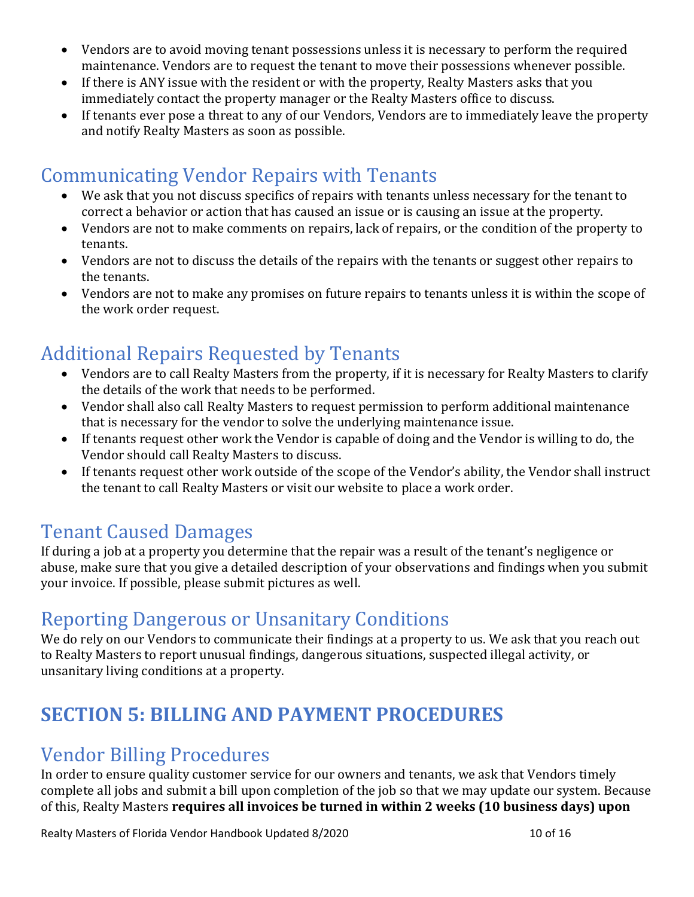- Vendors are to avoid moving tenant possessions unless it is necessary to perform the required maintenance. Vendors are to request the tenant to move their possessions whenever possible.
- If there is ANY issue with the resident or with the property, Realty Masters asks that you immediately contact the property manager or the Realty Masters office to discuss.
- If tenants ever pose a threat to any of our Vendors, Vendors are to immediately leave the property and notify Realty Masters as soon as possible.

## Communicating Vendor Repairs with Tenants

- We ask that you not discuss specifics of repairs with tenants unless necessary for the tenant to correct a behavior or action that has caused an issue or is causing an issue at the property.
- Vendors are not to make comments on repairs, lack of repairs, or the condition of the property to tenants.
- Vendors are not to discuss the details of the repairs with the tenants or suggest other repairs to the tenants.
- Vendors are not to make any promises on future repairs to tenants unless it is within the scope of the work order request.

## Additional Repairs Requested by Tenants

- Vendors are to call Realty Masters from the property, if it is necessary for Realty Masters to clarify the details of the work that needs to be performed.
- Vendor shall also call Realty Masters to request permission to perform additional maintenance that is necessary for the vendor to solve the underlying maintenance issue.
- If tenants request other work the Vendor is capable of doing and the Vendor is willing to do, the Vendor should call Realty Masters to discuss.
- If tenants request other work outside of the scope of the Vendor's ability, the Vendor shall instruct the tenant to call Realty Masters or visit our website to place a work order.

## Tenant Caused Damages

If during a job at a property you determine that the repair was a result of the tenant's negligence or abuse, make sure that you give a detailed description of your observations and findings when you submit your invoice. If possible, please submit pictures as well.

## Reporting Dangerous or Unsanitary Conditions

We do rely on our Vendors to communicate their findings at a property to us. We ask that you reach out to Realty Masters to report unusual findings, dangerous situations, suspected illegal activity, or unsanitary living conditions at a property.

# SECTION 5: BILLING AND PAYMENT PROCEDURES

## Vendor Billing Procedures

In order to ensure quality customer service for our owners and tenants, we ask that Vendors timely complete all jobs and submit a bill upon completion of the job so that we may update our system. Because of this, Realty Masters **requires all invoices be turned in within 2 weeks (10 business days) upon**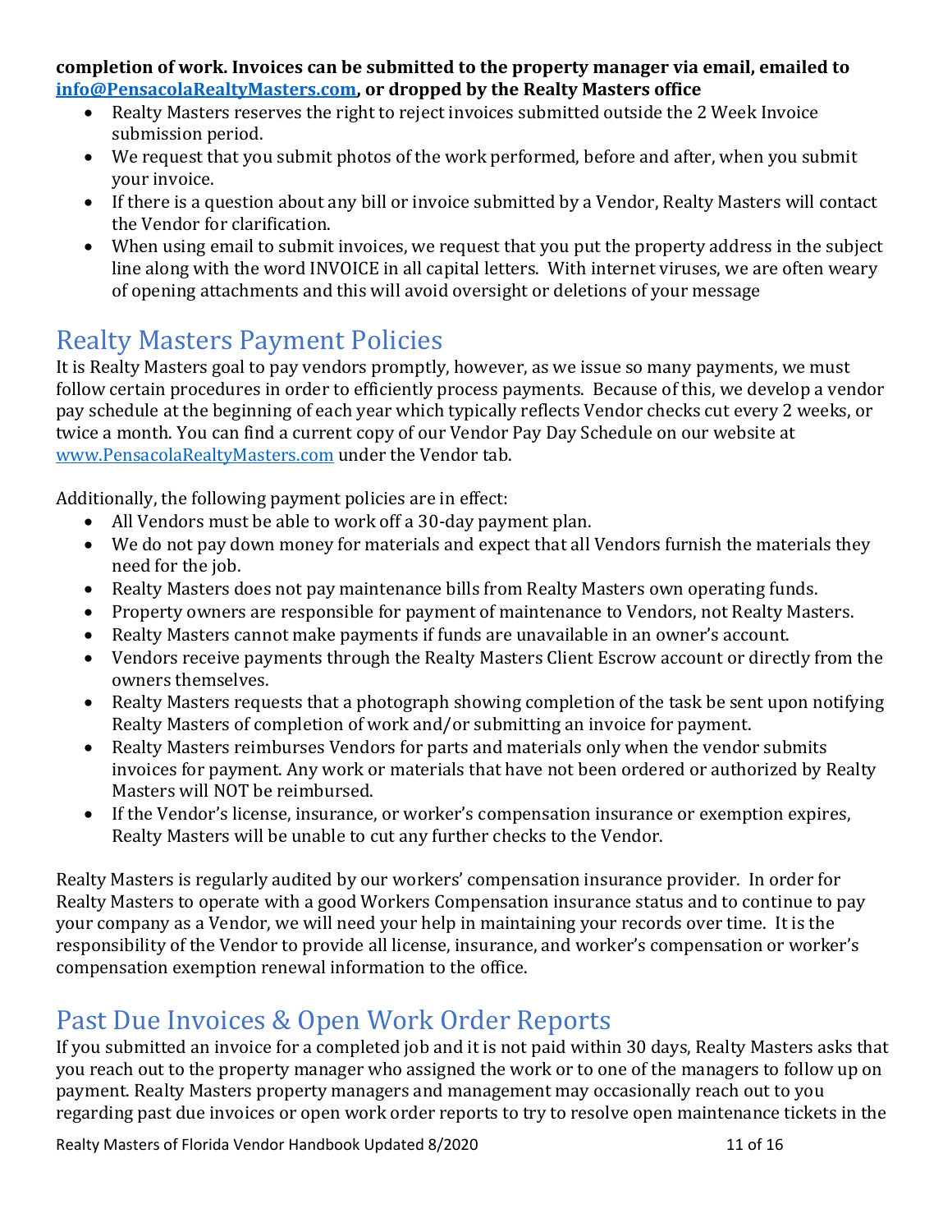**completion of work. Invoices can be submitted to the property manager via email, emailed to [info@PensacolaRealtyMasters.com](mailto:info@PensacolaRealtyMasters.com), or dropped by the Realty Masters office**

- Realty Masters reserves the right to reject invoices submitted outside the 2 Week Invoice submission period.
- We request that you submit photos of the work performed, before and after, when you submit your invoice.
- If there is a question about any bill or invoice submitted by a Vendor, Realty Masters will contact the Vendor for clarification.
- When using email to submit invoices, we request that you put the property address in the subject line along with the word INVOICE in all capital letters. With internet viruses, we are often weary of opening attachments and this will avoid oversight or deletions of your message

## Realty Masters Payment Policies

It is Realty Masters goal to pay vendors promptly, however, as we issue so many payments, we must follow certain procedures in order to efficiently process payments. Because of this, we develop a vendor pay schedule at the beginning of each year which typically reflects Vendor checks cut every 2 weeks, or twice a month. You can find a current copy of our Vendor Pay Day Schedule on our website at [www.PensacolaRealtyMasters.com](http://www.PensacolaRealtyMasters.com) under the Vendor tab.

Additionally, the following payment policies are in effect:

- All Vendors must be able to work off a 30-day payment plan.
- We do not pay down money for materials and expect that all Vendors furnish the materials they need for the job.
- Realty Masters does not pay maintenance bills from Realty Masters own operating funds.
- Property owners are responsible for payment of maintenance to Vendors, not Realty Masters.
- Realty Masters cannot make payments if funds are unavailable in an owner's account.
- Vendors receive payments through the Realty Masters Client Escrow account or directly from the owners themselves.
- Realty Masters requests that a photograph showing completion of the task be sent upon notifying Realty Masters of completion of work and/or submitting an invoice for payment.
- Realty Masters reimburses Vendors for parts and materials only when the vendor submits invoices for payment. Any work or materials that have not been ordered or authorized by Realty Masters will NOT be reimbursed.
- If the Vendor's license, insurance, or worker's compensation insurance or exemption expires, Realty Masters will be unable to cut any further checks to the Vendor.

Realty Masters is regularly audited by our workers' compensation insurance provider. In order for Realty Masters to operate with a good Workers Compensation insurance status and to continue to pay your company as a Vendor, we will need your help in maintaining your records over time. It is the responsibility of the Vendor to provide all license, insurance, and worker's compensation or worker's compensation exemption renewal information to the office.

## Past Due Invoices & Open Work Order Reports

If you submitted an invoice for a completed job and it is not paid within 30 days, Realty Masters asks that you reach out to the property manager who assigned the work or to one of the managers to follow up on payment. Realty Masters property managers and management may occasionally reach out to you regarding past due invoices or open work order reports to try to resolve open maintenance tickets in the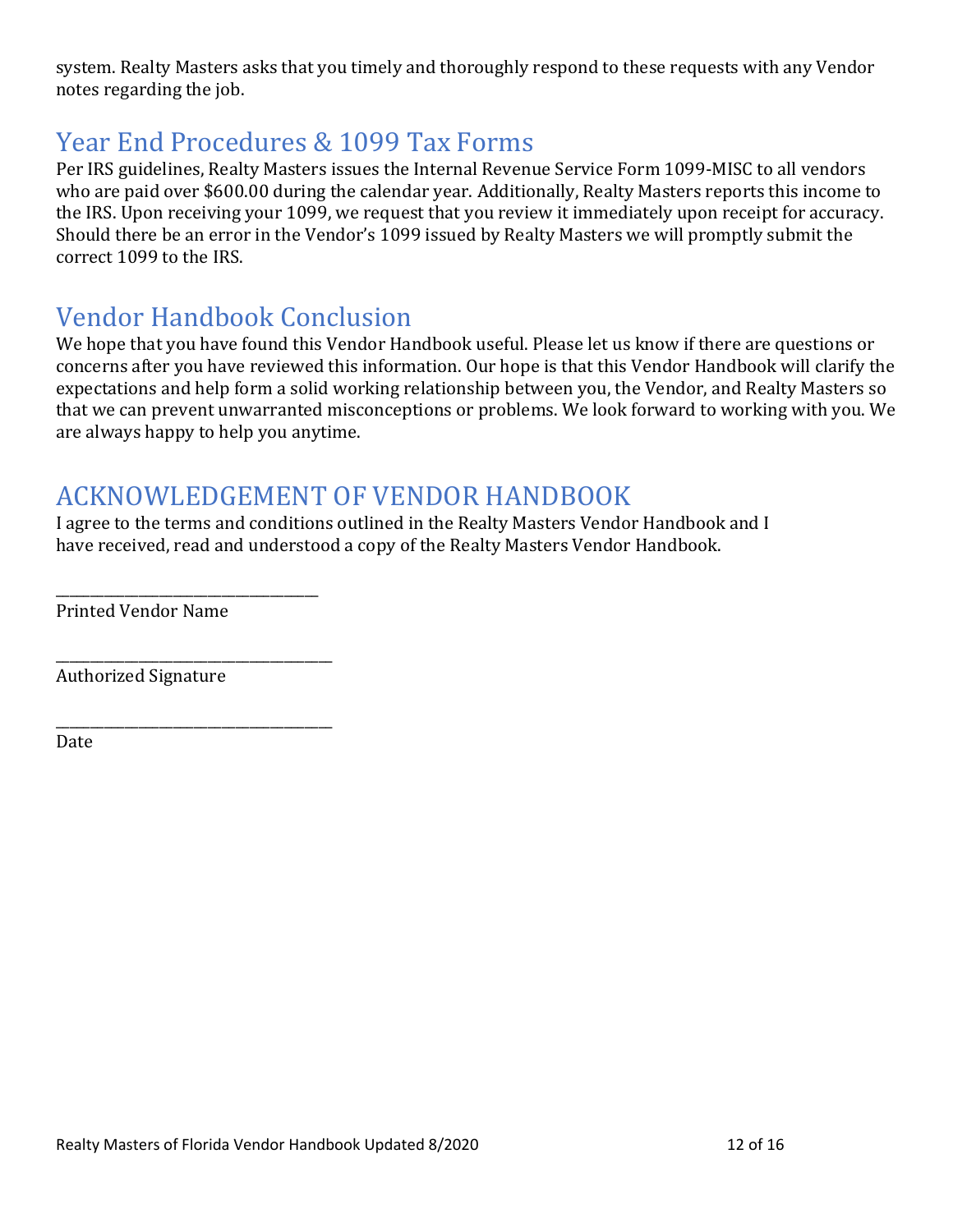system. Realty Masters asks that you timely and thoroughly respond to these requests with any Vendor notes regarding the job.

## Year End Procedures & 1099 Tax Forms

Per IRS guidelines, Realty Masters issues the Internal Revenue Service Form 1099-MISC to all vendors who are paid over $600.00 during the calendar year. Additionally, Realty Masters reports this income to the IRS. Upon receiving your 1099, we request that you review it immediately upon receipt for accuracy. Should there be an error in the Vendor's 1099 issued by Realty Masters we will promptly submit the correct 1099 to the IRS.

## Vendor Handbook Conclusion

We hope that you have found this Vendor Handbook useful. Please let us know if there are questions or concerns after you have reviewed this information. Our hope is that this Vendor Handbook will clarify the expectations and help form a solid working relationship between you, the Vendor, and Realty Masters so that we can prevent unwarranted misconceptions or problems. We look forward to working with you. We are always happy to help you anytime.

## ACKNOWLEDGEMENT OF VENDOR HANDBOOK

I agree to the terms and conditions outlined in the Realty Masters Vendor Handbook and I have received, read and understood a copy of the Realty Masters Vendor Handbook.

_________________________________
Printed Vendor Name

__________________________________
Authorized Signature

__________________________________
Date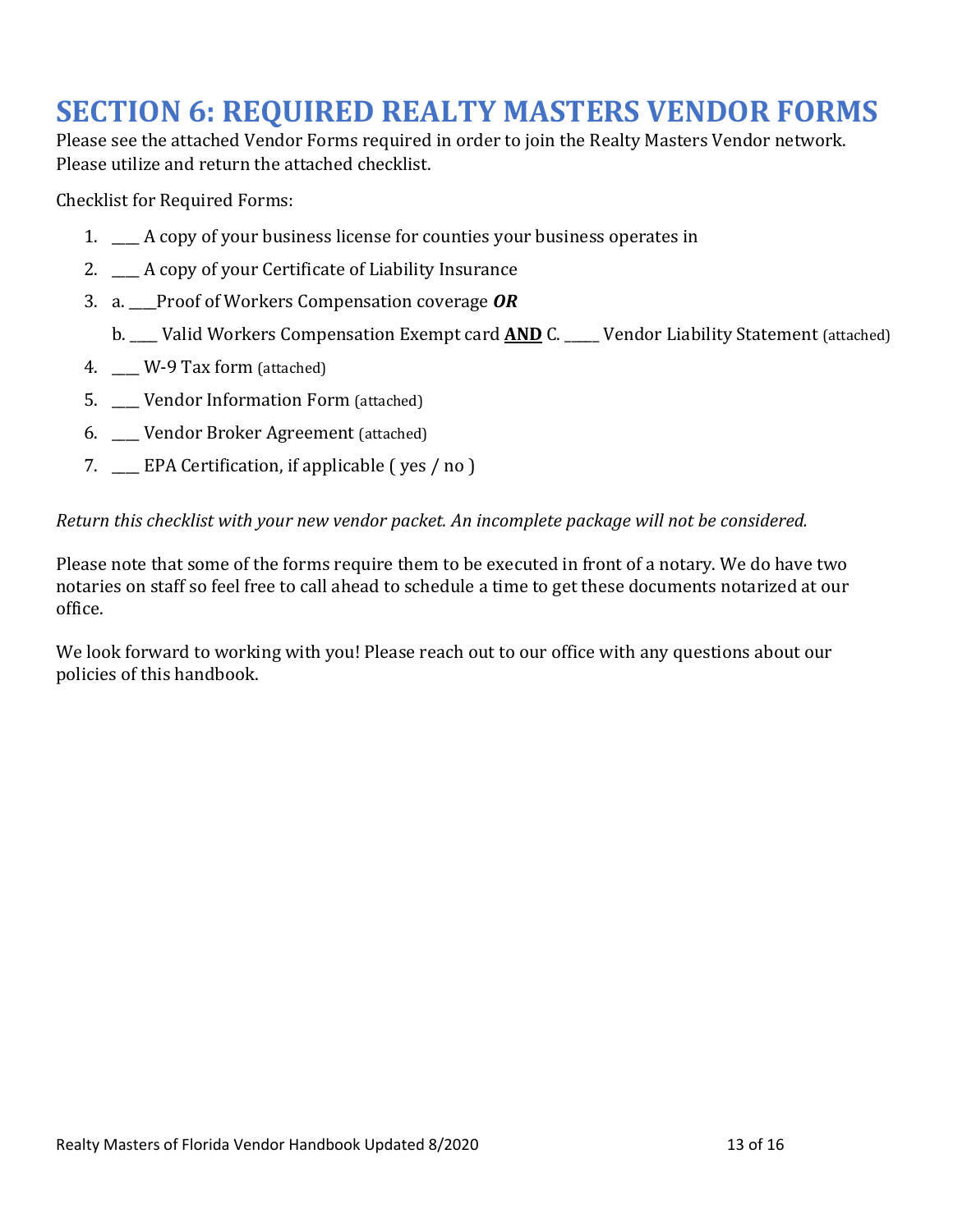# SECTION 6: REQUIRED REALTY MASTERS VENDOR FORMS

Please see the attached Vendor Forms required in order to join the Realty Masters Vendor network. Please utilize and return the attached checklist.

Checklist for Required Forms:

1. ____ A copy of your business license for counties your business operates in
2. ____ A copy of your Certificate of Liability Insurance
3. a. ____Proof of Workers Compensation coverage ***OR***

   b. ____ Valid Workers Compensation Exempt card **AND** C. _____ Vendor Liability Statement (attached)
4. ____ W-9 Tax form (attached)
5. ____ Vendor Information Form (attached)
6. ____ Vendor Broker Agreement (attached)
7. ____ EPA Certification, if applicable ( yes / no )

*Return this checklist with your new vendor packet. An incomplete package will not be considered.*

Please note that some of the forms require them to be executed in front of a notary. We do have two notaries on staff so feel free to call ahead to schedule a time to get these documents notarized at our office.

We look forward to working with you! Please reach out to our office with any questions about our policies of this handbook.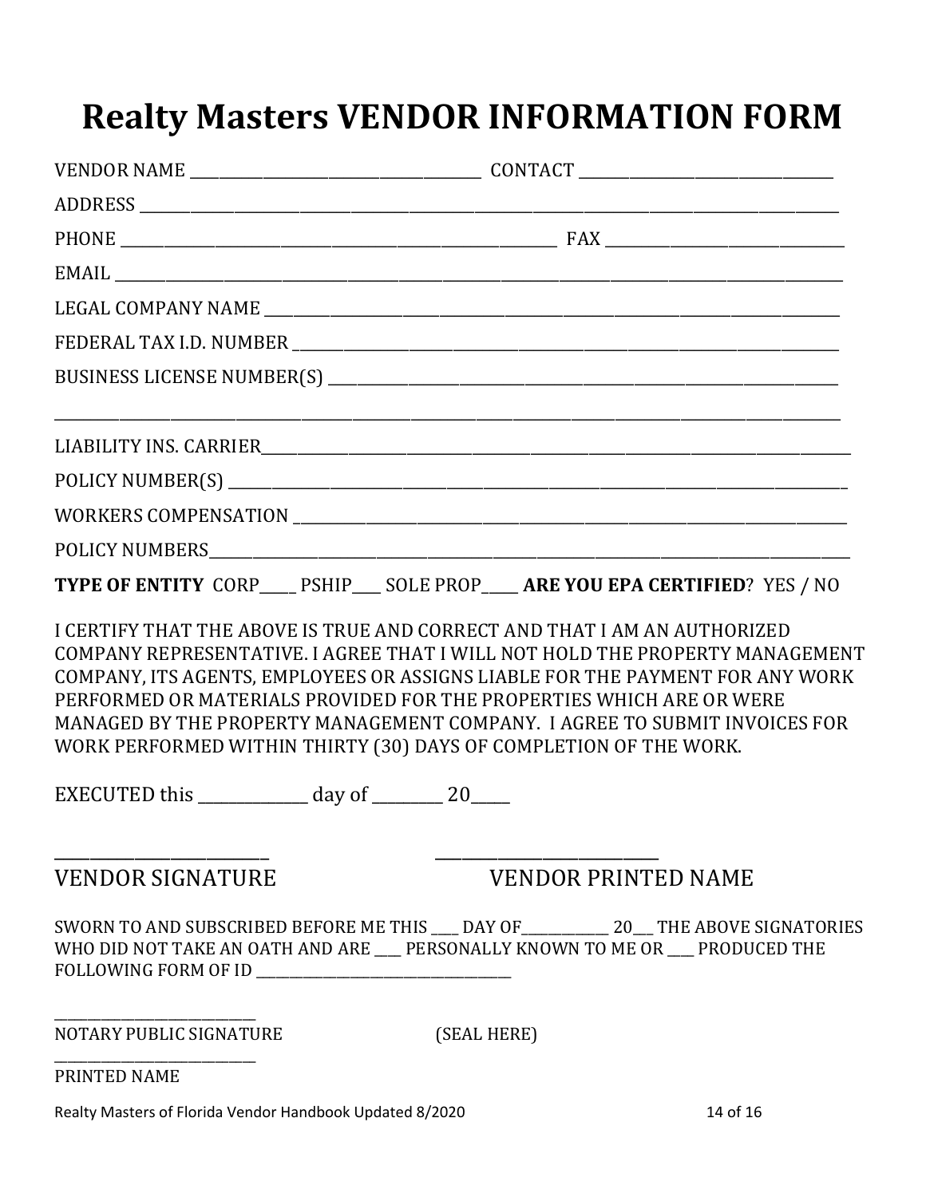# Realty Masters VENDOR INFORMATION FORM

VENDOR NAME ______________________________ CONTACT __________________________

ADDRESS ________________________________________________________________________

PHONE ____________________________________________ FAX _________________________

EMAIL __________________________________________________________________________

LEGAL COMPANY NAME _____________________________________________________________

FEDERAL TAX I.D. NUMBER ________________________________________________________

BUSINESS LICENSE NUMBER(S) _____________________________________________________

________________________________________________________________________________

LIABILITY INS. CARRIER_________________________________________________________

POLICY NUMBER(S) _______________________________________________________________

WORKERS COMPENSATION ___________________________________________________________

POLICY NUMBERS__________________________________________________________________

**TYPE OF ENTITY** CORP____ PSHIP___ SOLE PROP____ **ARE YOU EPA CERTIFIED**? YES / NO

I CERTIFY THAT THE ABOVE IS TRUE AND CORRECT AND THAT I AM AN AUTHORIZED COMPANY REPRESENTATIVE. I AGREE THAT I WILL NOT HOLD THE PROPERTY MANAGEMENT COMPANY, ITS AGENTS, EMPLOYEES OR ASSIGNS LIABLE FOR THE PAYMENT FOR ANY WORK PERFORMED OR MATERIALS PROVIDED FOR THE PROPERTIES WHICH ARE OR WERE MANAGED BY THE PROPERTY MANAGEMENT COMPANY. I AGREE TO SUBMIT INVOICES FOR WORK PERFORMED WITHIN THIRTY (30) DAYS OF COMPLETION OF THE WORK.

EXECUTED this ____________ day of ________ 20____

_______________________ _______________________

VENDOR SIGNATURE VENDOR PRINTED NAME

SWORN TO AND SUBSCRIBED BEFORE ME THIS ___ DAY OF__________ 20__ THE ABOVE SIGNATORIES WHO DID NOT TAKE AN OATH AND ARE ___ PERSONALLY KNOWN TO ME OR ___ PRODUCED THE FOLLOWING FORM OF ID ______________________________

_______________________

NOTARY PUBLIC SIGNATURE (SEAL HERE)

_______________________

PRINTED NAME

Realty Masters of Florida Vendor Handbook Updated 8/2020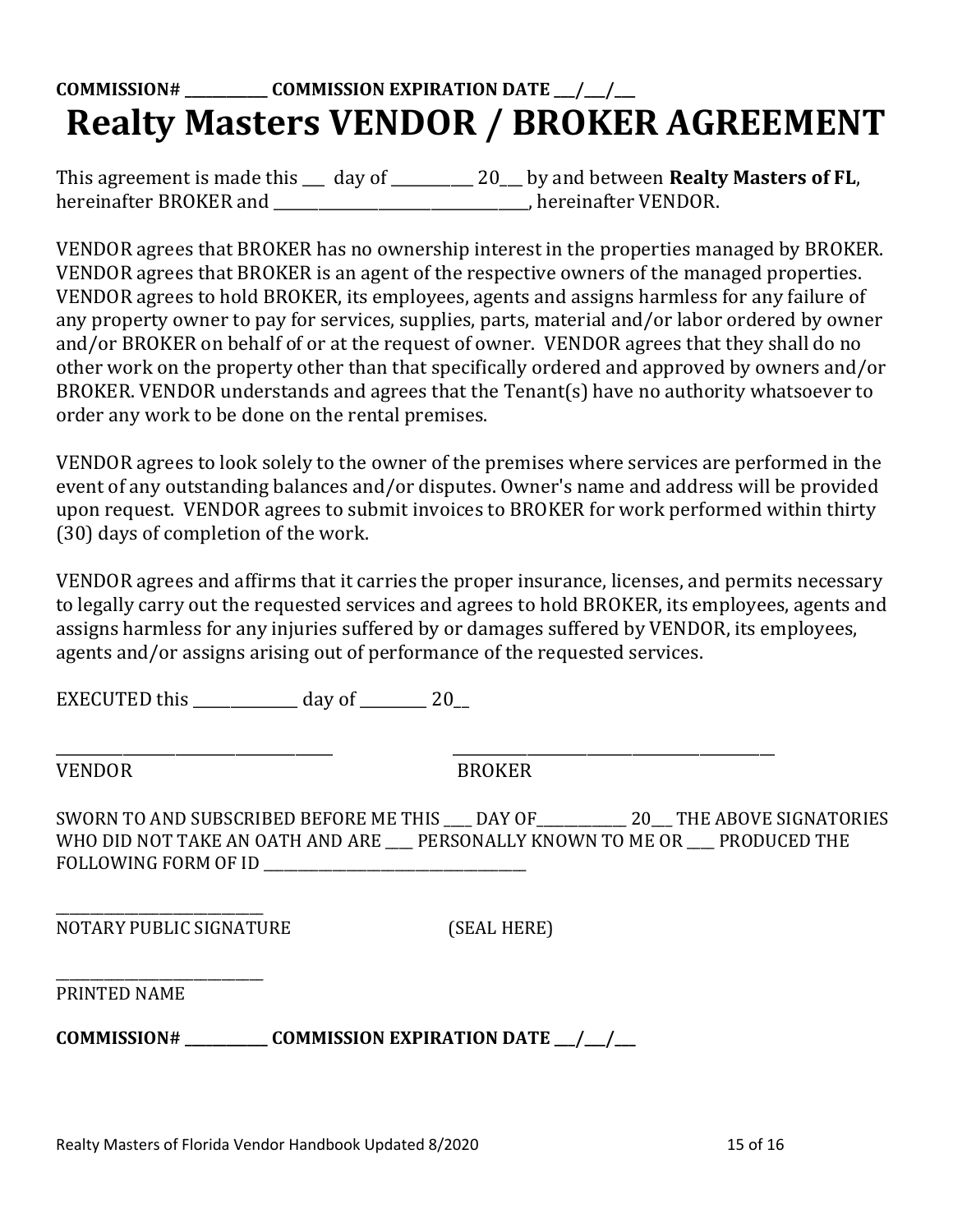**COMMISSION# \_\_\_\_\_\_\_\_\_\_\_ COMMISSION EXPIRATION DATE \_\_\_/\_\_\_/\_\_\_**

# Realty Masters VENDOR / BROKER AGREEMENT

This agreement is made this \_\_\_ day of \_\_\_\_\_\_\_\_\_\_\_ 20\_\_\_ by and between **Realty Masters of FL**, hereinafter BROKER and \_\_\_\_\_\_\_\_\_\_\_\_\_\_\_\_\_\_\_\_\_\_\_\_\_\_\_\_\_\_\_\_\_\_, hereinafter VENDOR.

VENDOR agrees that BROKER has no ownership interest in the properties managed by BROKER. VENDOR agrees that BROKER is an agent of the respective owners of the managed properties. VENDOR agrees to hold BROKER, its employees, agents and assigns harmless for any failure of any property owner to pay for services, supplies, parts, material and/or labor ordered by owner and/or BROKER on behalf of or at the request of owner. VENDOR agrees that they shall do no other work on the property other than that specifically ordered and approved by owners and/or BROKER. VENDOR understands and agrees that the Tenant(s) have no authority whatsoever to order any work to be done on the rental premises.

VENDOR agrees to look solely to the owner of the premises where services are performed in the event of any outstanding balances and/or disputes. Owner's name and address will be provided upon request. VENDOR agrees to submit invoices to BROKER for work performed within thirty (30) days of completion of the work.

VENDOR agrees and affirms that it carries the proper insurance, licenses, and permits necessary to legally carry out the requested services and agrees to hold BROKER, its employees, agents and assigns harmless for any injuries suffered by or damages suffered by VENDOR, its employees, agents and/or assigns arising out of performance of the requested services.

EXECUTED this \_\_\_\_\_\_\_\_\_\_\_\_\_\_ day of \_\_\_\_\_\_\_\_\_ 20\_\_

\_\_\_\_\_\_\_\_\_\_\_\_\_\_\_\_\_\_\_\_\_\_\_\_\_\_\_\_\_\_\_\_\_\_\_\_\_\_ \_\_\_\_\_\_\_\_\_\_\_\_\_\_\_\_\_\_\_\_\_\_\_\_\_\_\_\_\_\_\_\_\_\_\_\_\_\_\_\_\_\_\_\_

VENDOR BROKER

SWORN TO AND SUBSCRIBED BEFORE ME THIS \_\_\_\_ DAY OF\_\_\_\_\_\_\_\_\_\_\_\_\_ 20\_\_\_ THE ABOVE SIGNATORIES WHO DID NOT TAKE AN OATH AND ARE \_\_\_\_ PERSONALLY KNOWN TO ME OR \_\_\_\_ PRODUCED THE FOLLOWING FORM OF ID \_\_\_\_\_\_\_\_\_\_\_\_\_\_\_\_\_\_\_\_\_\_\_\_\_\_\_\_\_\_\_\_\_\_\_\_\_\_

\_\_\_\_\_\_\_\_\_\_\_\_\_\_\_\_\_\_\_\_\_\_\_\_\_\_\_\_\_\_

NOTARY PUBLIC SIGNATURE (SEAL HERE)

\_\_\_\_\_\_\_\_\_\_\_\_\_\_\_\_\_\_\_\_\_\_\_\_\_\_\_\_\_\_

PRINTED NAME

**COMMISSION# \_\_\_\_\_\_\_\_\_\_\_ COMMISSION EXPIRATION DATE \_\_\_/\_\_\_/\_\_\_**

Realty Masters of Florida Vendor Handbook Updated 8/2020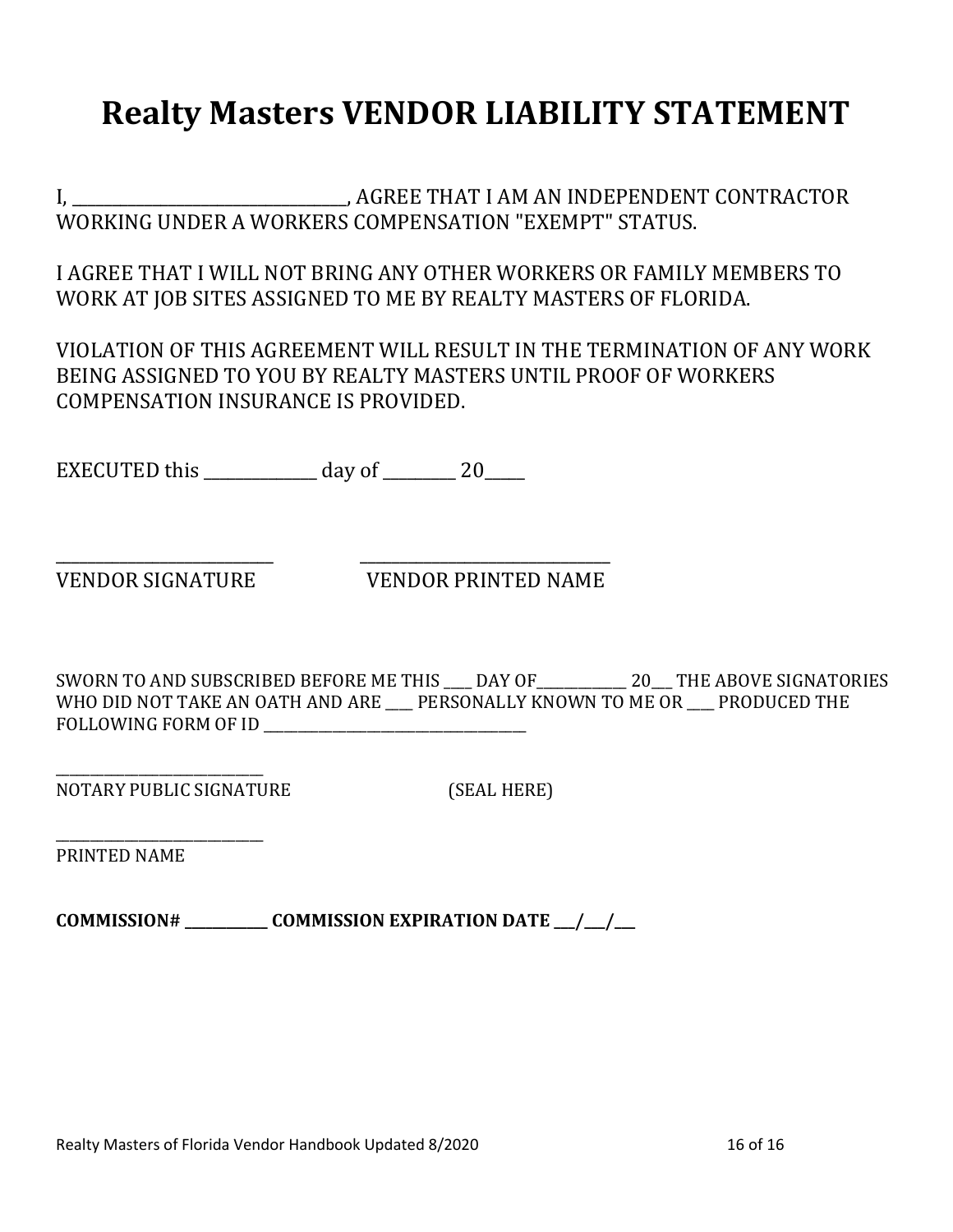# Realty Masters VENDOR LIABILITY STATEMENT

I, ________________________________, AGREE THAT I AM AN INDEPENDENT CONTRACTOR WORKING UNDER A WORKERS COMPENSATION "EXEMPT" STATUS.

I AGREE THAT I WILL NOT BRING ANY OTHER WORKERS OR FAMILY MEMBERS TO WORK AT JOB SITES ASSIGNED TO ME BY REALTY MASTERS OF FLORIDA.

VIOLATION OF THIS AGREEMENT WILL RESULT IN THE TERMINATION OF ANY WORK BEING ASSIGNED TO YOU BY REALTY MASTERS UNTIL PROOF OF WORKERS COMPENSATION INSURANCE IS PROVIDED.

EXECUTED this _____________ day of ________ 20_____

___________________________ ______________________________

VENDOR SIGNATURE VENDOR PRINTED NAME

SWORN TO AND SUBSCRIBED BEFORE ME THIS ____ DAY OF____________ 20___ THE ABOVE SIGNATORIES WHO DID NOT TAKE AN OATH AND ARE ___ PERSONALLY KNOWN TO ME OR ___ PRODUCED THE FOLLOWING FORM OF ID ___________________________________

___________________________

NOTARY PUBLIC SIGNATURE (SEAL HERE)

___________________________

PRINTED NAME

**COMMISSION# ___________ COMMISSION EXPIRATION DATE ___/___/___**